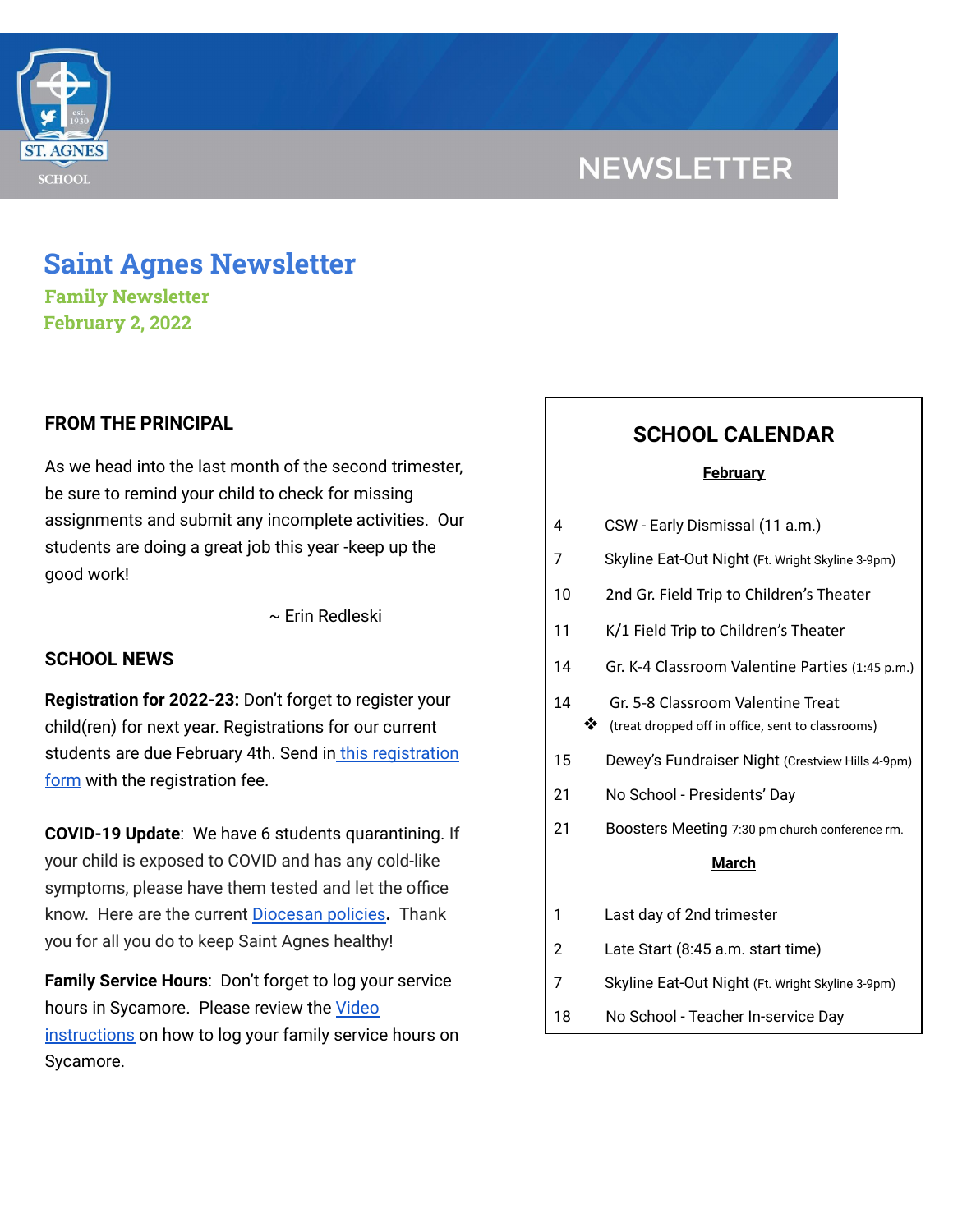# Saint Agnes Newsletter

### Family Newsletter

### February 2, 2022

## FROM THE PRINCIPAL

As we head into the last month of the second trimester, be sure to remind your child to check for missing assignments and submit any incomplete activities. Our students are doing a great job this year -keep up the good work!

~ Erin Redleski

## SCHOOL NEWS

**Registration for 2022-23:** Don't forget to register your child(ren) for next year. Registrations for our current students are due February 4th. Send in this registration form with the registration fee.

**COVID-19 Update**: We have 6 students quarantining. If your child is exposed to COVID and has any cold-like symptoms, please have them tested and let the office know. Here are the current Diocesan policies**.** Thank you for all you do to keep Saint Agnes healthy!

**Family Service Hours**: Don't forget to log your service hours in Sycamore. Please review the Video instructions on how to log your family service hours on Sycamore.

## SCHOOL CALENDAR

**February**

| Date | Event |
|---|---|
| 4 | CSW - Early Dismissal (11 a.m.) |
| 7 | Skyline Eat-Out Night (Ft. Wright Skyline 3-9pm) |
| 10 | 2nd Gr. Field Trip to Children's Theater |
| 11 | K/1 Field Trip to Children's Theater |
| 14 | Gr. K-4 Classroom Valentine Parties (1:45 p.m.) |
| 14 | Gr. 5-8 Classroom Valentine Treat ❖ (treat dropped off in office, sent to classrooms) |
| 15 | Dewey's Fundraiser Night (Crestview Hills 4-9pm) |
| 21 | No School - Presidents' Day |
| 21 | Boosters Meeting 7:30 pm church conference rm. |

**March**

| Date | Event |
|---|---|
| 1 | Last day of 2nd trimester |
| 2 | Late Start (8:45 a.m. start time) |
| 7 | Skyline Eat-Out Night (Ft. Wright Skyline 3-9pm) |
| 18 | No School - Teacher In-service Day |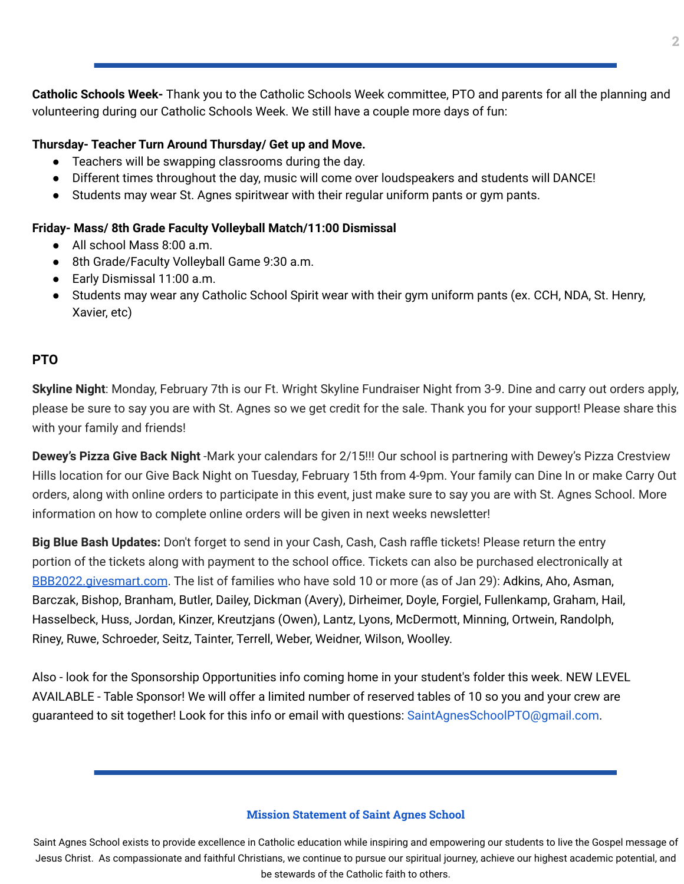**Catholic Schools Week-** Thank you to the Catholic Schools Week committee, PTO and parents for all the planning and volunteering during our Catholic Schools Week. We still have a couple more days of fun:

**Thursday- Teacher Turn Around Thursday/ Get up and Move.**

- Teachers will be swapping classrooms during the day.
- Different times throughout the day, music will come over loudspeakers and students will DANCE!
- Students may wear St. Agnes spiritwear with their regular uniform pants or gym pants.

**Friday- Mass/ 8th Grade Faculty Volleyball Match/11:00 Dismissal**

- All school Mass 8:00 a.m.
- 8th Grade/Faculty Volleyball Game 9:30 a.m.
- Early Dismissal 11:00 a.m.
- Students may wear any Catholic School Spirit wear with their gym uniform pants (ex. CCH, NDA, St. Henry, Xavier, etc)

## PTO

**Skyline Night**: Monday, February 7th is our Ft. Wright Skyline Fundraiser Night from 3-9. Dine and carry out orders apply, please be sure to say you are with St. Agnes so we get credit for the sale. Thank you for your support! Please share this with your family and friends!

**Dewey's Pizza Give Back Night** -Mark your calendars for 2/15!!! Our school is partnering with Dewey's Pizza Crestview Hills location for our Give Back Night on Tuesday, February 15th from 4-9pm. Your family can Dine In or make Carry Out orders, along with online orders to participate in this event, just make sure to say you are with St. Agnes School. More information on how to complete online orders will be given in next weeks newsletter!

**Big Blue Bash Updates:** Don't forget to send in your Cash, Cash, Cash raffle tickets! Please return the entry portion of the tickets along with payment to the school office. Tickets can also be purchased electronically at BBB2022.givesmart.com. The list of families who have sold 10 or more (as of Jan 29): Adkins, Aho, Asman, Barczak, Bishop, Branham, Butler, Dailey, Dickman (Avery), Dirheimer, Doyle, Forgiel, Fullenkamp, Graham, Hail, Hasselbeck, Huss, Jordan, Kinzer, Kreutzjans (Owen), Lantz, Lyons, McDermott, Minning, Ortwein, Randolph, Riney, Ruwe, Schroeder, Seitz, Tainter, Terrell, Weber, Weidner, Wilson, Woolley.

Also - look for the Sponsorship Opportunities info coming home in your student's folder this week. NEW LEVEL AVAILABLE - Table Sponsor! We will offer a limited number of reserved tables of 10 so you and your crew are guaranteed to sit together! Look for this info or email with questions: SaintAgnesSchoolPTO@gmail.com.

### Mission Statement of Saint Agnes School

Saint Agnes School exists to provide excellence in Catholic education while inspiring and empowering our students to live the Gospel message of Jesus Christ. As compassionate and faithful Christians, we continue to pursue our spiritual journey, achieve our highest academic potential, and be stewards of the Catholic faith to others.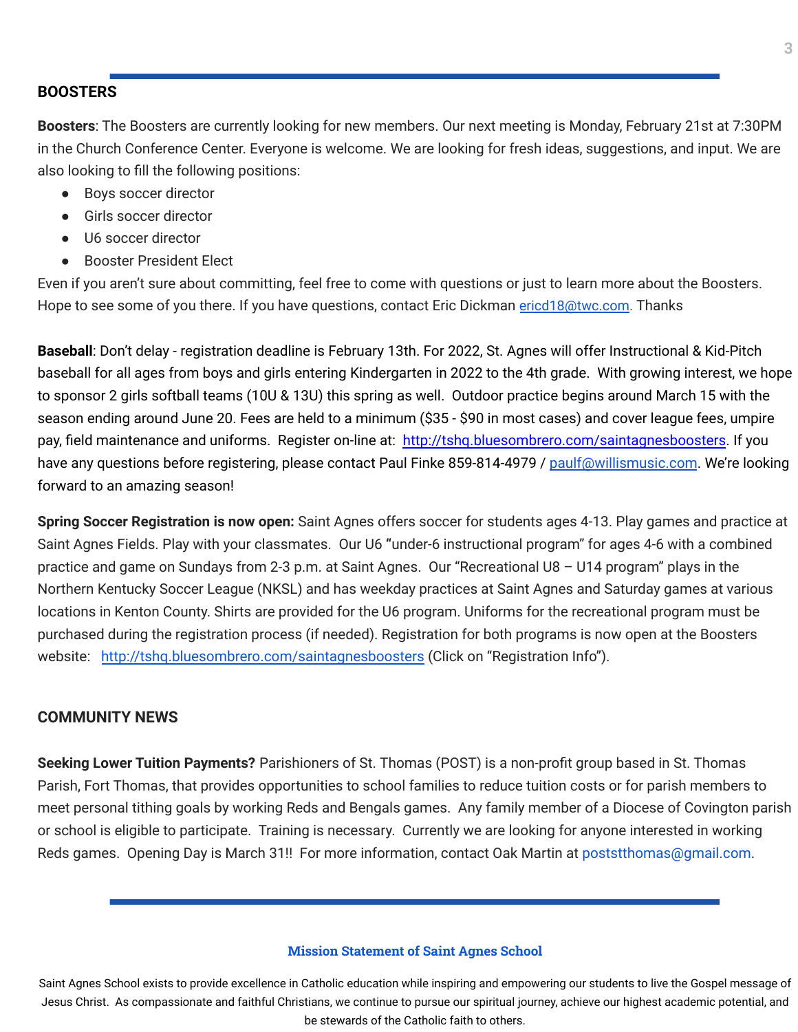## BOOSTERS

**Boosters**: The Boosters are currently looking for new members. Our next meeting is Monday, February 21st at 7:30PM in the Church Conference Center. Everyone is welcome. We are looking for fresh ideas, suggestions, and input. We are also looking to fill the following positions:

- Boys soccer director
- Girls soccer director
- U6 soccer director
- Booster President Elect

Even if you aren't sure about committing, feel free to come with questions or just to learn more about the Boosters. Hope to see some of you there. If you have questions, contact Eric Dickman ericd18@twc.com. Thanks

**Baseball**: Don't delay - registration deadline is February 13th. For 2022, St. Agnes will offer Instructional & Kid-Pitch baseball for all ages from boys and girls entering Kindergarten in 2022 to the 4th grade. With growing interest, we hope to sponsor 2 girls softball teams (10U & 13U) this spring as well. Outdoor practice begins around March 15 with the season ending around June 20. Fees are held to a minimum ($35 - $90 in most cases) and cover league fees, umpire pay, field maintenance and uniforms. Register on-line at: http://tshq.bluesombrero.com/saintagnesboosters. If you have any questions before registering, please contact Paul Finke 859-814-4979 / paulf@willismusic.com. We're looking forward to an amazing season!

**Spring Soccer Registration is now open:** Saint Agnes offers soccer for students ages 4-13. Play games and practice at Saint Agnes Fields. Play with your classmates. Our U6 **"**under-6 instructional program" for ages 4-6 with a combined practice and game on Sundays from 2-3 p.m. at Saint Agnes. Our "Recreational U8 – U14 program" plays in the Northern Kentucky Soccer League (NKSL) and has weekday practices at Saint Agnes and Saturday games at various locations in Kenton County. Shirts are provided for the U6 program. Uniforms for the recreational program must be purchased during the registration process (if needed). Registration for both programs is now open at the Boosters website: http://tshq.bluesombrero.com/saintagnesboosters (Click on "Registration Info").

## COMMUNITY NEWS

**Seeking Lower Tuition Payments?** Parishioners of St. Thomas (POST) is a non-profit group based in St. Thomas Parish, Fort Thomas, that provides opportunities to school families to reduce tuition costs or for parish members to meet personal tithing goals by working Reds and Bengals games. Any family member of a Diocese of Covington parish or school is eligible to participate. Training is necessary. Currently we are looking for anyone interested in working Reds games. Opening Day is March 31!! For more information, contact Oak Martin at poststthomas@gmail.com.

**Mission Statement of Saint Agnes School**

Saint Agnes School exists to provide excellence in Catholic education while inspiring and empowering our students to live the Gospel message of Jesus Christ. As compassionate and faithful Christians, we continue to pursue our spiritual journey, achieve our highest academic potential, and be stewards of the Catholic faith to others.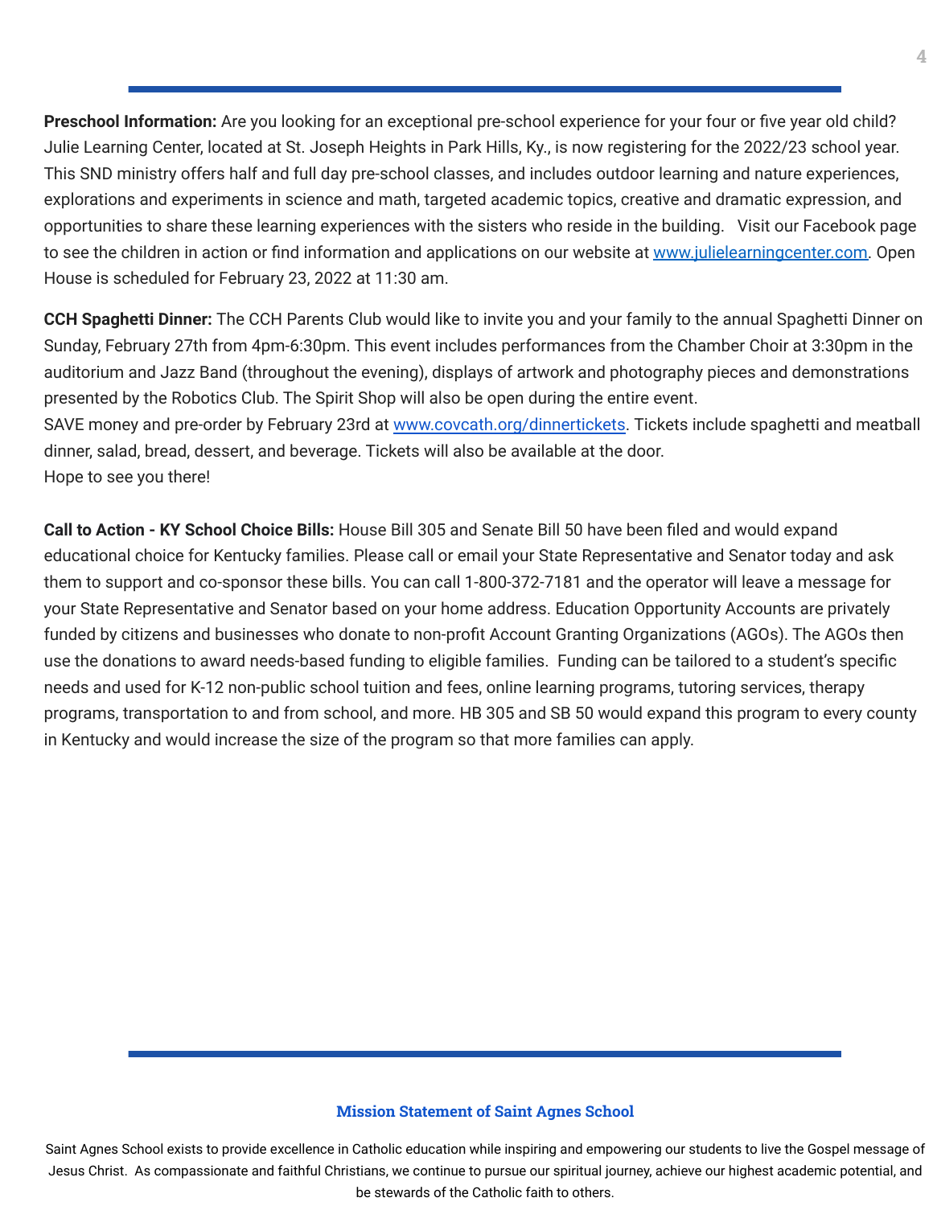**Preschool Information:** Are you looking for an exceptional pre-school experience for your four or five year old child? Julie Learning Center, located at St. Joseph Heights in Park Hills, Ky., is now registering for the 2022/23 school year. This SND ministry offers half and full day pre-school classes, and includes outdoor learning and nature experiences, explorations and experiments in science and math, targeted academic topics, creative and dramatic expression, and opportunities to share these learning experiences with the sisters who reside in the building. Visit our Facebook page to see the children in action or find information and applications on our website at www.julielearningcenter.com. Open House is scheduled for February 23, 2022 at 11:30 am.

**CCH Spaghetti Dinner:** The CCH Parents Club would like to invite you and your family to the annual Spaghetti Dinner on Sunday, February 27th from 4pm-6:30pm. This event includes performances from the Chamber Choir at 3:30pm in the auditorium and Jazz Band (throughout the evening), displays of artwork and photography pieces and demonstrations presented by the Robotics Club. The Spirit Shop will also be open during the entire event.
SAVE money and pre-order by February 23rd at www.covcath.org/dinnertickets. Tickets include spaghetti and meatball dinner, salad, bread, dessert, and beverage. Tickets will also be available at the door.
Hope to see you there!

**Call to Action - KY School Choice Bills:** House Bill 305 and Senate Bill 50 have been filed and would expand educational choice for Kentucky families. Please call or email your State Representative and Senator today and ask them to support and co-sponsor these bills. You can call 1-800-372-7181 and the operator will leave a message for your State Representative and Senator based on your home address. Education Opportunity Accounts are privately funded by citizens and businesses who donate to non-profit Account Granting Organizations (AGOs). The AGOs then use the donations to award needs-based funding to eligible families. Funding can be tailored to a student's specific needs and used for K-12 non-public school tuition and fees, online learning programs, tutoring services, therapy programs, transportation to and from school, and more. HB 305 and SB 50 would expand this program to every county in Kentucky and would increase the size of the program so that more families can apply.

---

**Mission Statement of Saint Agnes School**

Saint Agnes School exists to provide excellence in Catholic education while inspiring and empowering our students to live the Gospel message of Jesus Christ. As compassionate and faithful Christians, we continue to pursue our spiritual journey, achieve our highest academic potential, and be stewards of the Catholic faith to others.